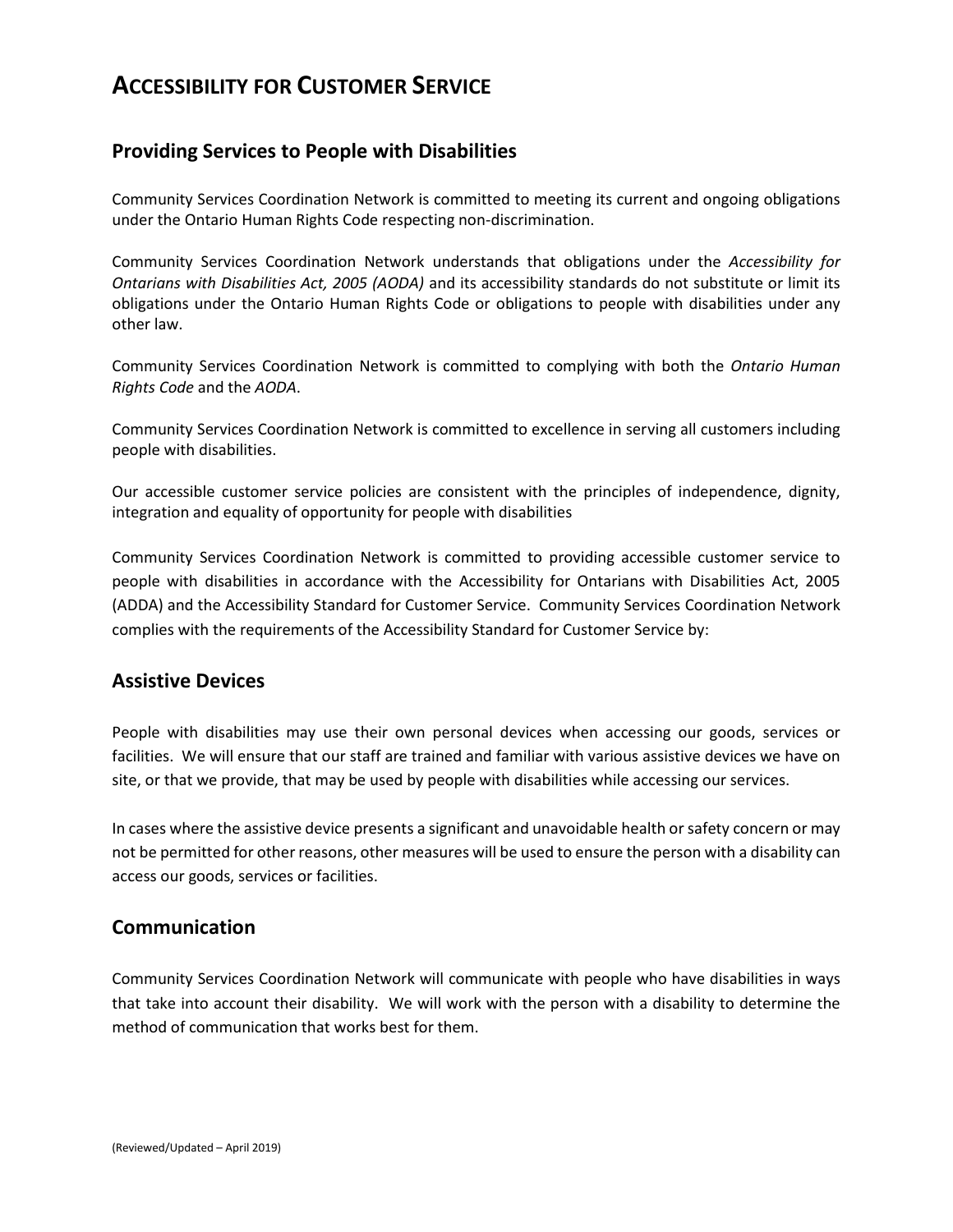# ACCESSIBILITY FOR CUSTOMER SERVICE

## Providing Services to People with Disabilities

Community Services Coordination Network is committed to meeting its current and ongoing obligations under the Ontario Human Rights Code respecting non-discrimination.

Community Services Coordination Network understands that obligations under the *Accessibility for Ontarians with Disabilities Act, 2005 (AODA)* and its accessibility standards do not substitute or limit its obligations under the Ontario Human Rights Code or obligations to people with disabilities under any other law.

Community Services Coordination Network is committed to complying with both the *Ontario Human Rights Code* and the *AODA*.

Community Services Coordination Network is committed to excellence in serving all customers including people with disabilities.

Our accessible customer service policies are consistent with the principles of independence, dignity, integration and equality of opportunity for people with disabilities

Community Services Coordination Network is committed to providing accessible customer service to people with disabilities in accordance with the Accessibility for Ontarians with Disabilities Act, 2005 (ADDA) and the Accessibility Standard for Customer Service. Community Services Coordination Network complies with the requirements of the Accessibility Standard for Customer Service by:

## Assistive Devices

People with disabilities may use their own personal devices when accessing our goods, services or facilities. We will ensure that our staff are trained and familiar with various assistive devices we have on site, or that we provide, that may be used by people with disabilities while accessing our services.

In cases where the assistive device presents a significant and unavoidable health or safety concern or may not be permitted for other reasons, other measures will be used to ensure the person with a disability can access our goods, services or facilities.

## Communication

Community Services Coordination Network will communicate with people who have disabilities in ways that take into account their disability. We will work with the person with a disability to determine the method of communication that works best for them.

(Reviewed/Updated – April 2019)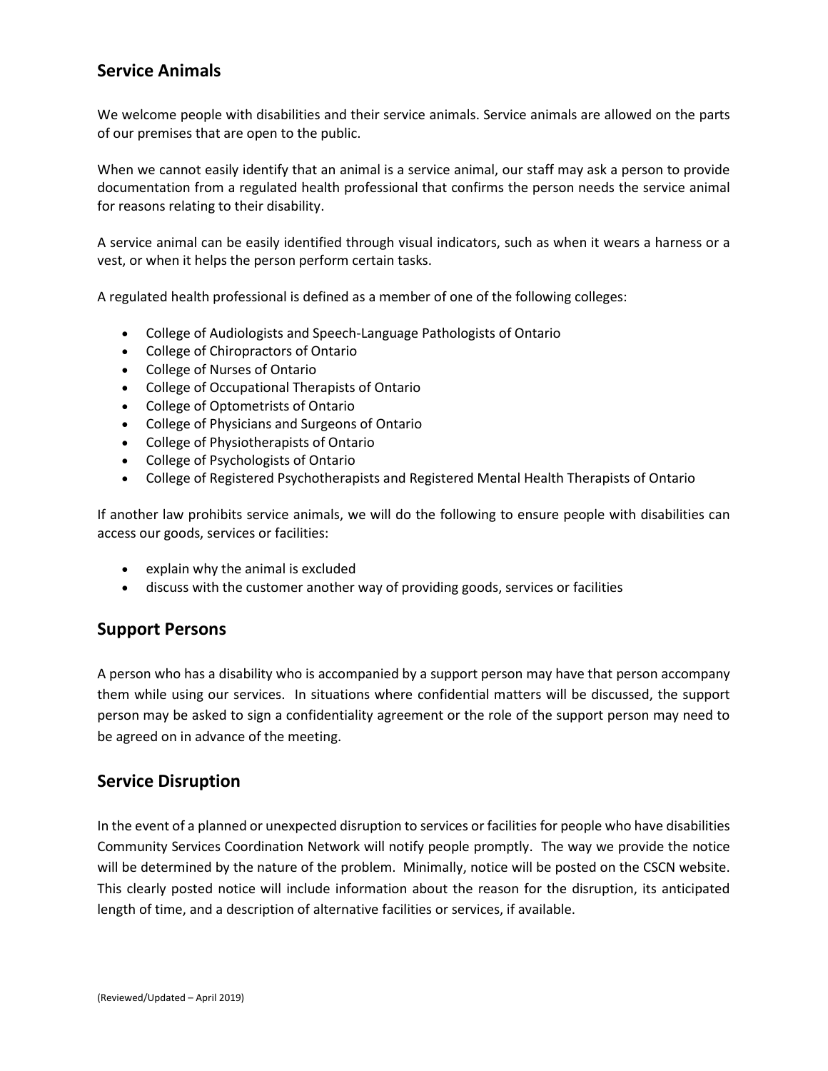## Service Animals

We welcome people with disabilities and their service animals. Service animals are allowed on the parts of our premises that are open to the public.

When we cannot easily identify that an animal is a service animal, our staff may ask a person to provide documentation from a regulated health professional that confirms the person needs the service animal for reasons relating to their disability.

A service animal can be easily identified through visual indicators, such as when it wears a harness or a vest, or when it helps the person perform certain tasks.

A regulated health professional is defined as a member of one of the following colleges:

- College of Audiologists and Speech-Language Pathologists of Ontario
- College of Chiropractors of Ontario
- College of Nurses of Ontario
- College of Occupational Therapists of Ontario
- College of Optometrists of Ontario
- College of Physicians and Surgeons of Ontario
- College of Physiotherapists of Ontario
- College of Psychologists of Ontario
- College of Registered Psychotherapists and Registered Mental Health Therapists of Ontario

If another law prohibits service animals, we will do the following to ensure people with disabilities can access our goods, services or facilities:

- explain why the animal is excluded
- discuss with the customer another way of providing goods, services or facilities

## Support Persons

A person who has a disability who is accompanied by a support person may have that person accompany them while using our services. In situations where confidential matters will be discussed, the support person may be asked to sign a confidentiality agreement or the role of the support person may need to be agreed on in advance of the meeting.

## Service Disruption

In the event of a planned or unexpected disruption to services or facilities for people who have disabilities Community Services Coordination Network will notify people promptly. The way we provide the notice will be determined by the nature of the problem. Minimally, notice will be posted on the CSCN website. This clearly posted notice will include information about the reason for the disruption, its anticipated length of time, and a description of alternative facilities or services, if available.

(Reviewed/Updated – April 2019)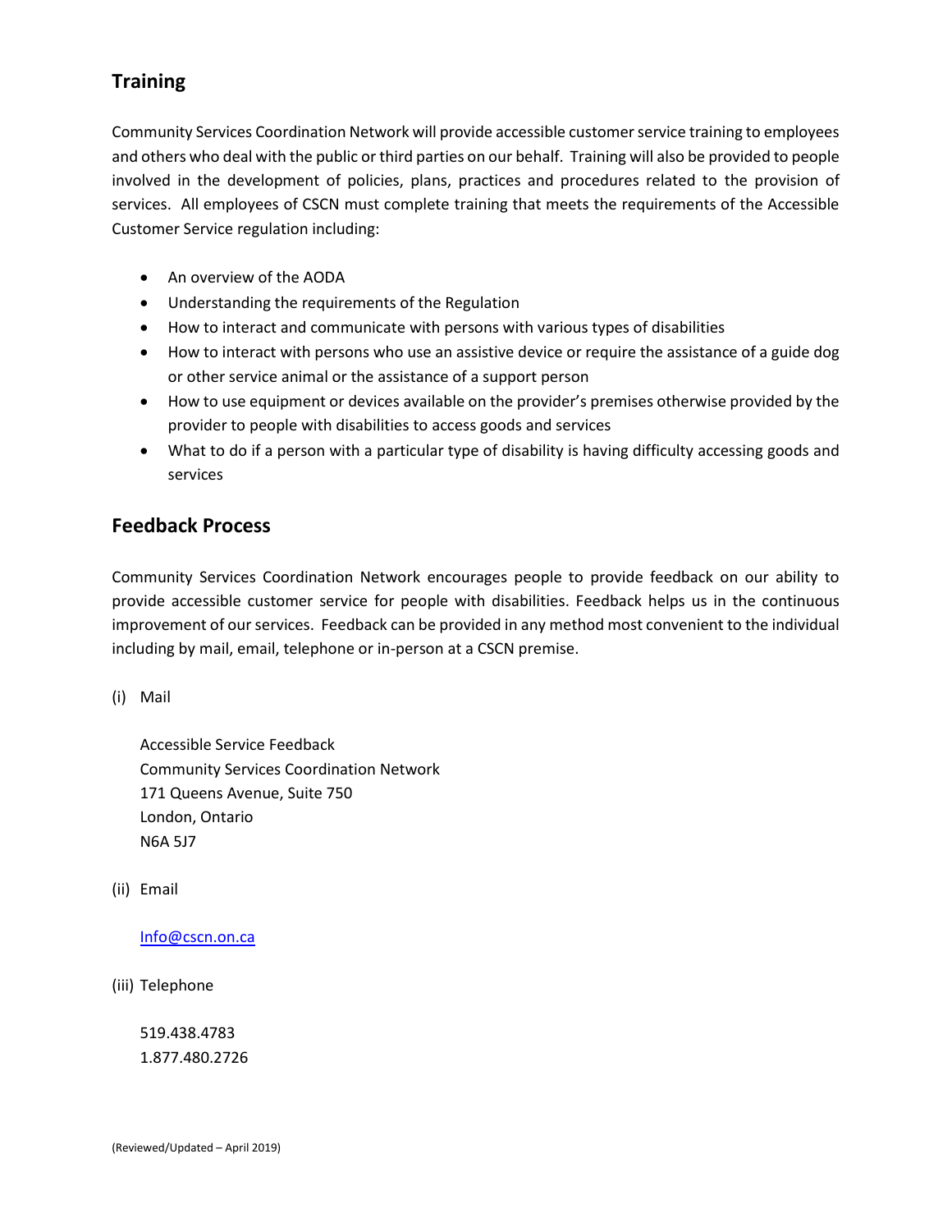## Training

Community Services Coordination Network will provide accessible customer service training to employees and others who deal with the public or third parties on our behalf. Training will also be provided to people involved in the development of policies, plans, practices and procedures related to the provision of services. All employees of CSCN must complete training that meets the requirements of the Accessible Customer Service regulation including:

- An overview of the AODA
- Understanding the requirements of the Regulation
- How to interact and communicate with persons with various types of disabilities
- How to interact with persons who use an assistive device or require the assistance of a guide dog or other service animal or the assistance of a support person
- How to use equipment or devices available on the provider's premises otherwise provided by the provider to people with disabilities to access goods and services
- What to do if a person with a particular type of disability is having difficulty accessing goods and services

## Feedback Process

Community Services Coordination Network encourages people to provide feedback on our ability to provide accessible customer service for people with disabilities. Feedback helps us in the continuous improvement of our services. Feedback can be provided in any method most convenient to the individual including by mail, email, telephone or in-person at a CSCN premise.

(i) Mail

Accessible Service Feedback
Community Services Coordination Network
171 Queens Avenue, Suite 750
London, Ontario
N6A 5J7

(ii) Email

Info@cscn.on.ca

(iii) Telephone

519.438.4783
1.877.480.2726

(Reviewed/Updated – April 2019)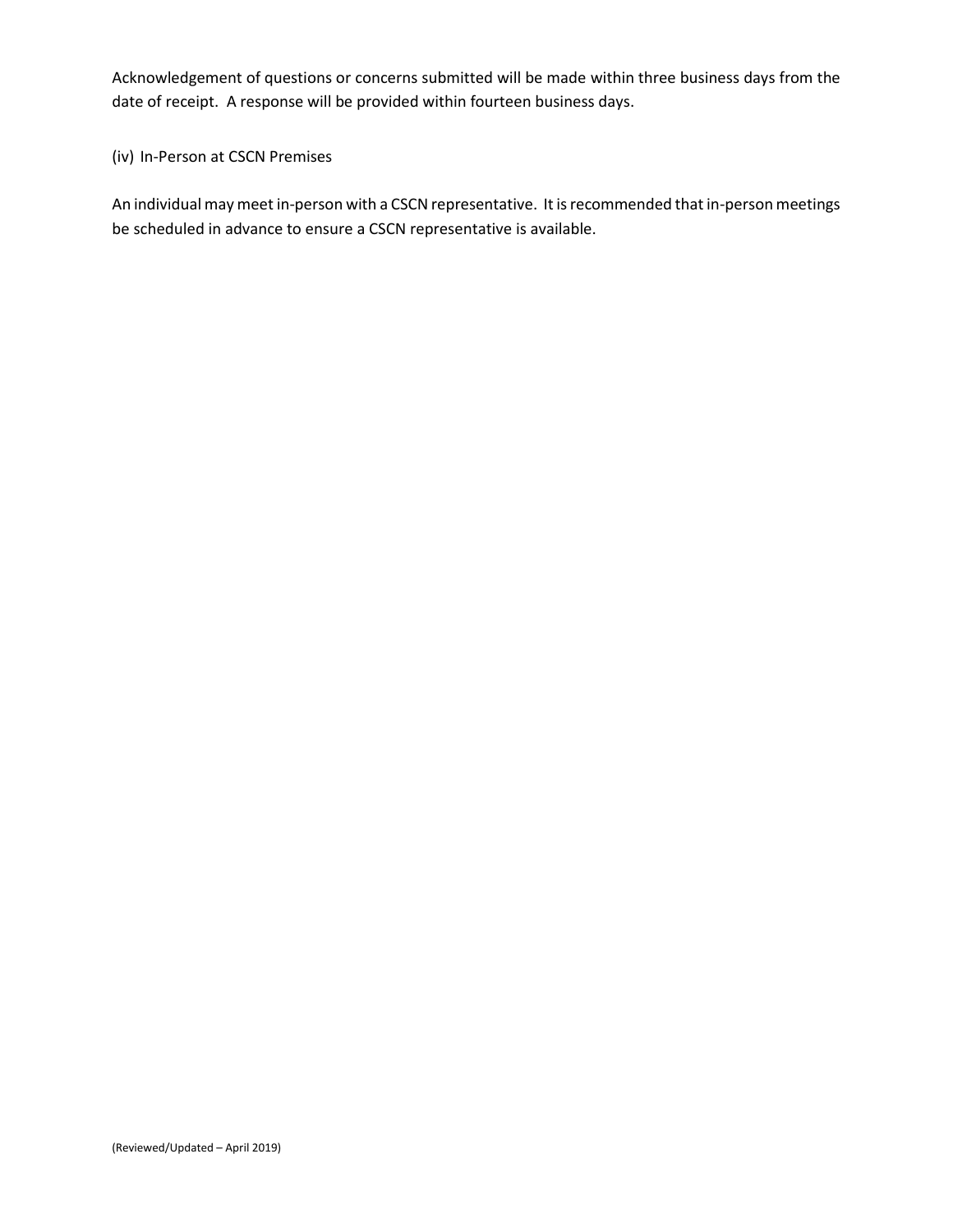Acknowledgement of questions or concerns submitted will be made within three business days from the date of receipt. A response will be provided within fourteen business days.

(iv) In-Person at CSCN Premises

An individual may meet in-person with a CSCN representative. It is recommended that in-person meetings be scheduled in advance to ensure a CSCN representative is available.

(Reviewed/Updated – April 2019)